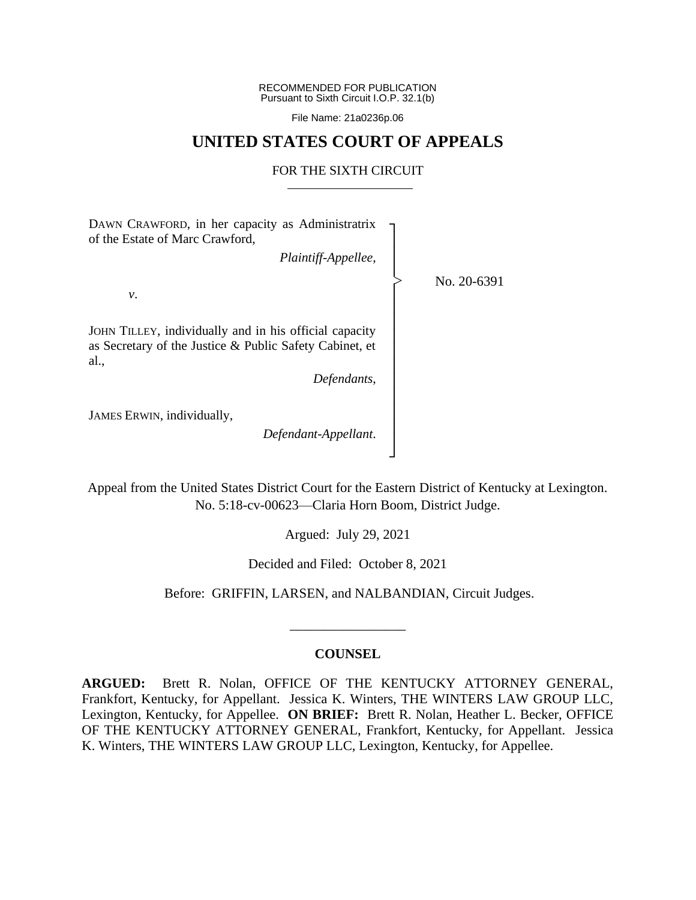RECOMMENDED FOR PUBLICATION
Pursuant to Sixth Circuit I.O.P. 32.1(b)

File Name: 21a0236p.06

# UNITED STATES COURT OF APPEALS

## FOR THE SIXTH CIRCUIT

DAWN CRAWFORD, in her capacity as Administratrix of the Estate of Marc Crawford,

*Plaintiff-Appellee*,

*v*.

JOHN TILLEY, individually and in his official capacity as Secretary of the Justice & Public Safety Cabinet, et al.,

*Defendants*,

JAMES ERWIN, individually,

*Defendant-Appellant*.

No. 20-6391

Appeal from the United States District Court for the Eastern District of Kentucky at Lexington.
No. 5:18-cv-00623—Claria Horn Boom, District Judge.

Argued: July 29, 2021

Decided and Filed: October 8, 2021

Before: GRIFFIN, LARSEN, and NALBANDIAN, Circuit Judges.

---

**COUNSEL**

**ARGUED:** Brett R. Nolan, OFFICE OF THE KENTUCKY ATTORNEY GENERAL, Frankfort, Kentucky, for Appellant. Jessica K. Winters, THE WINTERS LAW GROUP LLC, Lexington, Kentucky, for Appellee. **ON BRIEF:** Brett R. Nolan, Heather L. Becker, OFFICE OF THE KENTUCKY ATTORNEY GENERAL, Frankfort, Kentucky, for Appellant. Jessica K. Winters, THE WINTERS LAW GROUP LLC, Lexington, Kentucky, for Appellee.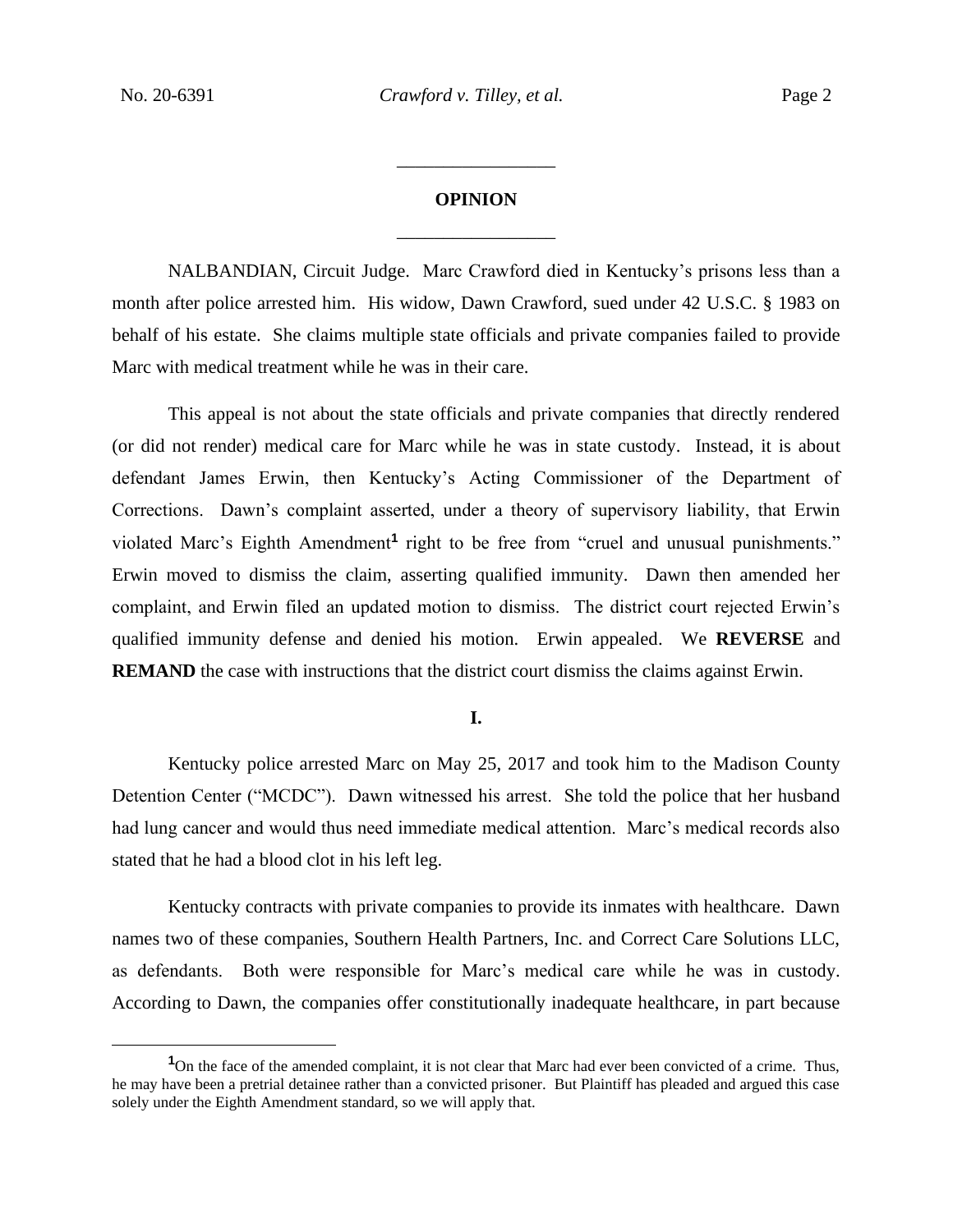## OPINION

NALBANDIAN, Circuit Judge. Marc Crawford died in Kentucky's prisons less than a month after police arrested him. His widow, Dawn Crawford, sued under 42 U.S.C. § 1983 on behalf of his estate. She claims multiple state officials and private companies failed to provide Marc with medical treatment while he was in their care.

This appeal is not about the state officials and private companies that directly rendered (or did not render) medical care for Marc while he was in state custody. Instead, it is about defendant James Erwin, then Kentucky's Acting Commissioner of the Department of Corrections. Dawn's complaint asserted, under a theory of supervisory liability, that Erwin violated Marc's Eighth Amendment[1] right to be free from "cruel and unusual punishments." Erwin moved to dismiss the claim, asserting qualified immunity. Dawn then amended her complaint, and Erwin filed an updated motion to dismiss. The district court rejected Erwin's qualified immunity defense and denied his motion. Erwin appealed. We **REVERSE** and **REMAND** the case with instructions that the district court dismiss the claims against Erwin.

### I.

Kentucky police arrested Marc on May 25, 2017 and took him to the Madison County Detention Center ("MCDC"). Dawn witnessed his arrest. She told the police that her husband had lung cancer and would thus need immediate medical attention. Marc's medical records also stated that he had a blood clot in his left leg.

Kentucky contracts with private companies to provide its inmates with healthcare. Dawn names two of these companies, Southern Health Partners, Inc. and Correct Care Solutions LLC, as defendants. Both were responsible for Marc's medical care while he was in custody. According to Dawn, the companies offer constitutionally inadequate healthcare, in part because

---

[1] On the face of the amended complaint, it is not clear that Marc had ever been convicted of a crime. Thus, he may have been a pretrial detainee rather than a convicted prisoner. But Plaintiff has pleaded and argued this case solely under the Eighth Amendment standard, so we will apply that.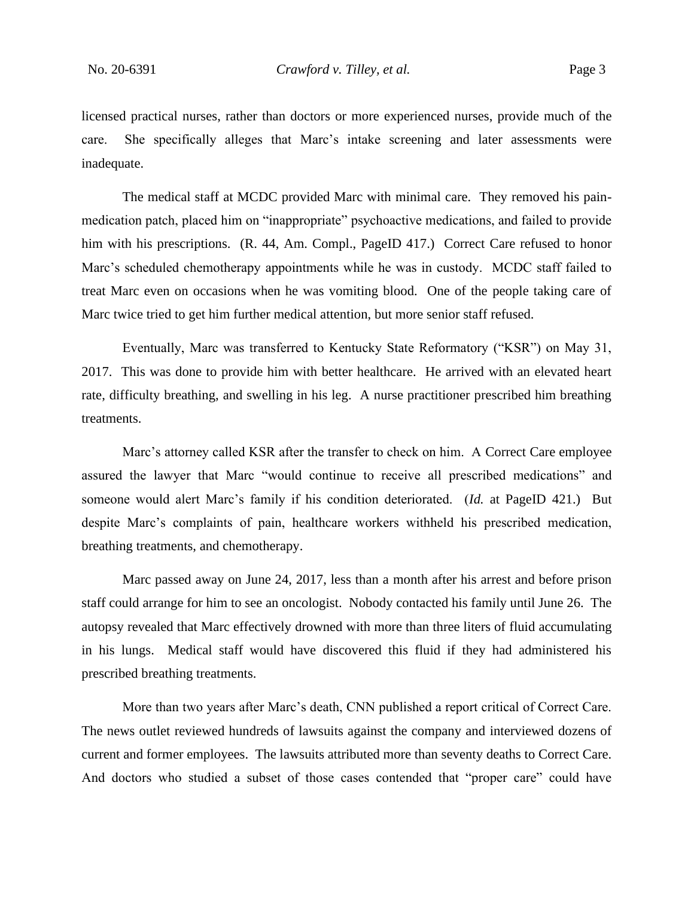licensed practical nurses, rather than doctors or more experienced nurses, provide much of the care. She specifically alleges that Marc's intake screening and later assessments were inadequate.

The medical staff at MCDC provided Marc with minimal care. They removed his pain-medication patch, placed him on "inappropriate" psychoactive medications, and failed to provide him with his prescriptions. (R. 44, Am. Compl., PageID 417.) Correct Care refused to honor Marc's scheduled chemotherapy appointments while he was in custody. MCDC staff failed to treat Marc even on occasions when he was vomiting blood. One of the people taking care of Marc twice tried to get him further medical attention, but more senior staff refused.

Eventually, Marc was transferred to Kentucky State Reformatory ("KSR") on May 31, 2017. This was done to provide him with better healthcare. He arrived with an elevated heart rate, difficulty breathing, and swelling in his leg. A nurse practitioner prescribed him breathing treatments.

Marc's attorney called KSR after the transfer to check on him. A Correct Care employee assured the lawyer that Marc "would continue to receive all prescribed medications" and someone would alert Marc's family if his condition deteriorated. (*Id.* at PageID 421.) But despite Marc's complaints of pain, healthcare workers withheld his prescribed medication, breathing treatments, and chemotherapy.

Marc passed away on June 24, 2017, less than a month after his arrest and before prison staff could arrange for him to see an oncologist. Nobody contacted his family until June 26. The autopsy revealed that Marc effectively drowned with more than three liters of fluid accumulating in his lungs. Medical staff would have discovered this fluid if they had administered his prescribed breathing treatments.

More than two years after Marc's death, CNN published a report critical of Correct Care. The news outlet reviewed hundreds of lawsuits against the company and interviewed dozens of current and former employees. The lawsuits attributed more than seventy deaths to Correct Care. And doctors who studied a subset of those cases contended that "proper care" could have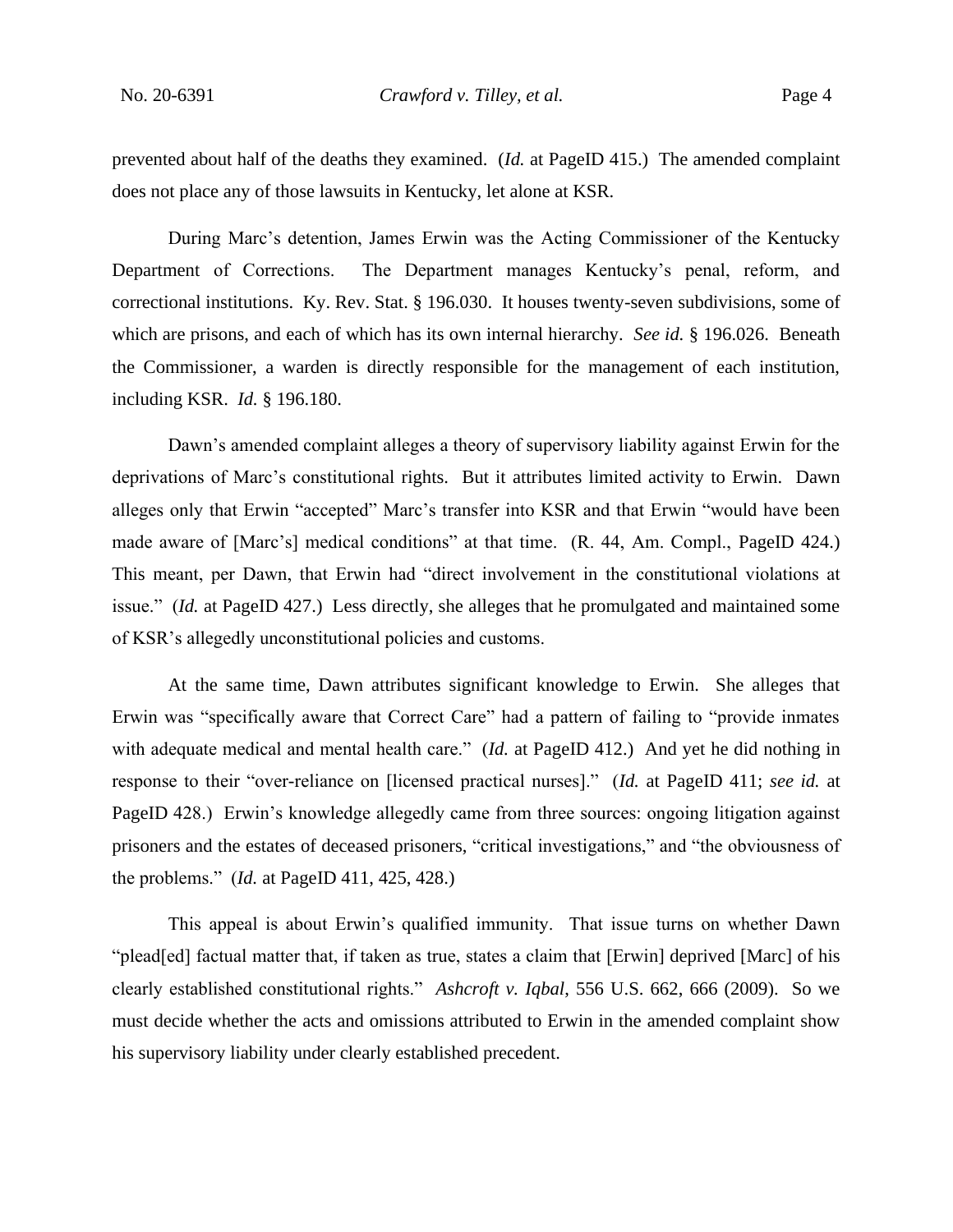prevented about half of the deaths they examined. (*Id.* at PageID 415.) The amended complaint does not place any of those lawsuits in Kentucky, let alone at KSR.

During Marc's detention, James Erwin was the Acting Commissioner of the Kentucky Department of Corrections. The Department manages Kentucky's penal, reform, and correctional institutions. Ky. Rev. Stat. § 196.030. It houses twenty-seven subdivisions, some of which are prisons, and each of which has its own internal hierarchy. *See id.* § 196.026. Beneath the Commissioner, a warden is directly responsible for the management of each institution, including KSR. *Id.* § 196.180.

Dawn's amended complaint alleges a theory of supervisory liability against Erwin for the deprivations of Marc's constitutional rights. But it attributes limited activity to Erwin. Dawn alleges only that Erwin "accepted" Marc's transfer into KSR and that Erwin "would have been made aware of [Marc's] medical conditions" at that time. (R. 44, Am. Compl., PageID 424.) This meant, per Dawn, that Erwin had "direct involvement in the constitutional violations at issue." (*Id.* at PageID 427.) Less directly, she alleges that he promulgated and maintained some of KSR's allegedly unconstitutional policies and customs.

At the same time, Dawn attributes significant knowledge to Erwin. She alleges that Erwin was "specifically aware that Correct Care" had a pattern of failing to "provide inmates with adequate medical and mental health care." (*Id.* at PageID 412.) And yet he did nothing in response to their "over-reliance on [licensed practical nurses]." (*Id.* at PageID 411; *see id.* at PageID 428.) Erwin's knowledge allegedly came from three sources: ongoing litigation against prisoners and the estates of deceased prisoners, "critical investigations," and "the obviousness of the problems." (*Id.* at PageID 411, 425, 428.)

This appeal is about Erwin's qualified immunity. That issue turns on whether Dawn "plead[ed] factual matter that, if taken as true, states a claim that [Erwin] deprived [Marc] of his clearly established constitutional rights." *Ashcroft v. Iqbal*, 556 U.S. 662, 666 (2009). So we must decide whether the acts and omissions attributed to Erwin in the amended complaint show his supervisory liability under clearly established precedent.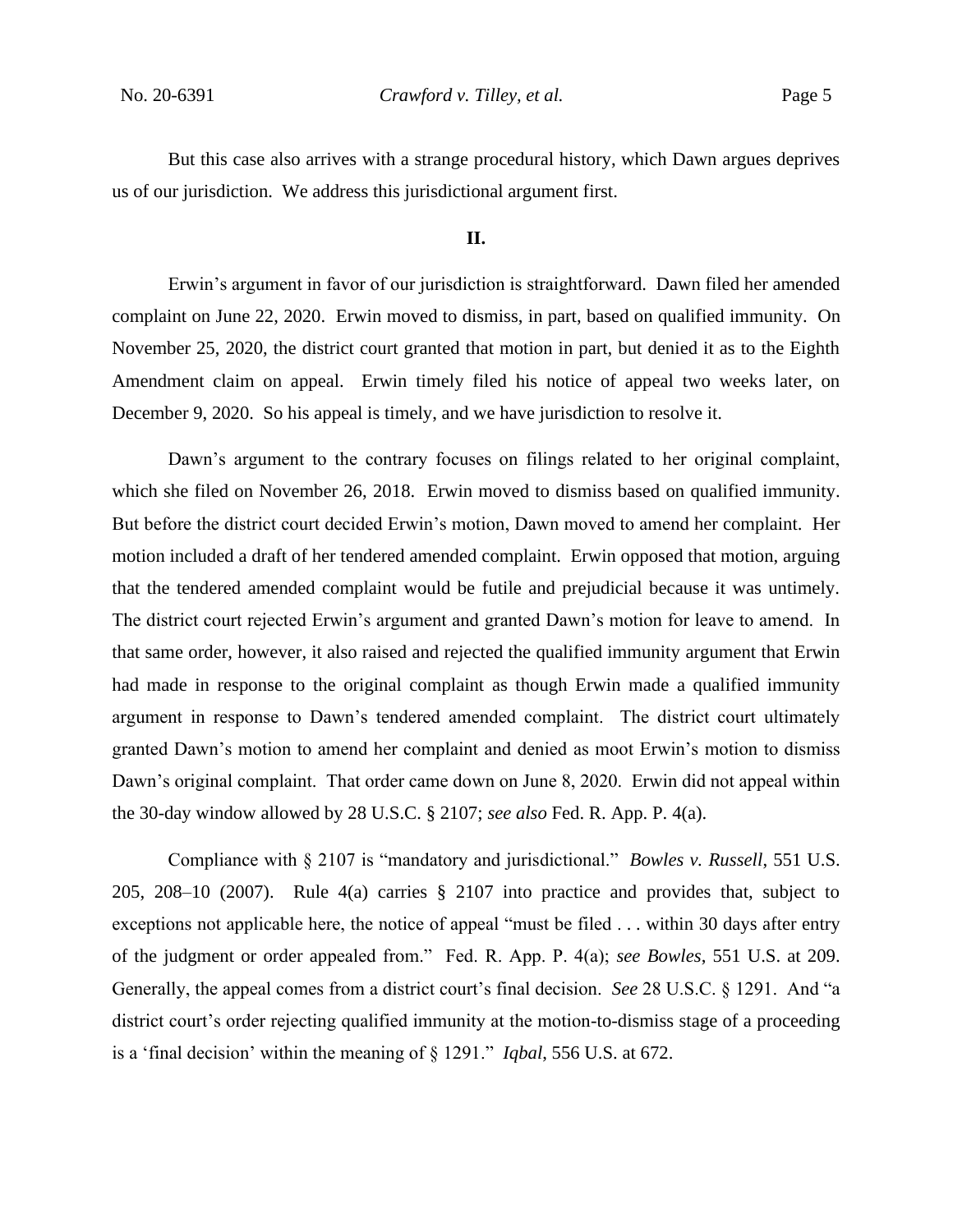But this case also arrives with a strange procedural history, which Dawn argues deprives us of our jurisdiction. We address this jurisdictional argument first.

## II.

Erwin's argument in favor of our jurisdiction is straightforward. Dawn filed her amended complaint on June 22, 2020. Erwin moved to dismiss, in part, based on qualified immunity. On November 25, 2020, the district court granted that motion in part, but denied it as to the Eighth Amendment claim on appeal. Erwin timely filed his notice of appeal two weeks later, on December 9, 2020. So his appeal is timely, and we have jurisdiction to resolve it.

Dawn's argument to the contrary focuses on filings related to her original complaint, which she filed on November 26, 2018. Erwin moved to dismiss based on qualified immunity. But before the district court decided Erwin's motion, Dawn moved to amend her complaint. Her motion included a draft of her tendered amended complaint. Erwin opposed that motion, arguing that the tendered amended complaint would be futile and prejudicial because it was untimely. The district court rejected Erwin's argument and granted Dawn's motion for leave to amend. In that same order, however, it also raised and rejected the qualified immunity argument that Erwin had made in response to the original complaint as though Erwin made a qualified immunity argument in response to Dawn's tendered amended complaint. The district court ultimately granted Dawn's motion to amend her complaint and denied as moot Erwin's motion to dismiss Dawn's original complaint. That order came down on June 8, 2020. Erwin did not appeal within the 30-day window allowed by 28 U.S.C. § 2107; *see also* Fed. R. App. P. 4(a).

Compliance with § 2107 is "mandatory and jurisdictional." *Bowles v. Russell*, 551 U.S. 205, 208–10 (2007). Rule 4(a) carries § 2107 into practice and provides that, subject to exceptions not applicable here, the notice of appeal "must be filed . . . within 30 days after entry of the judgment or order appealed from." Fed. R. App. P. 4(a); *see Bowles*, 551 U.S. at 209. Generally, the appeal comes from a district court's final decision. *See* 28 U.S.C. § 1291. And "a district court's order rejecting qualified immunity at the motion-to-dismiss stage of a proceeding is a 'final decision' within the meaning of § 1291." *Iqbal*, 556 U.S. at 672.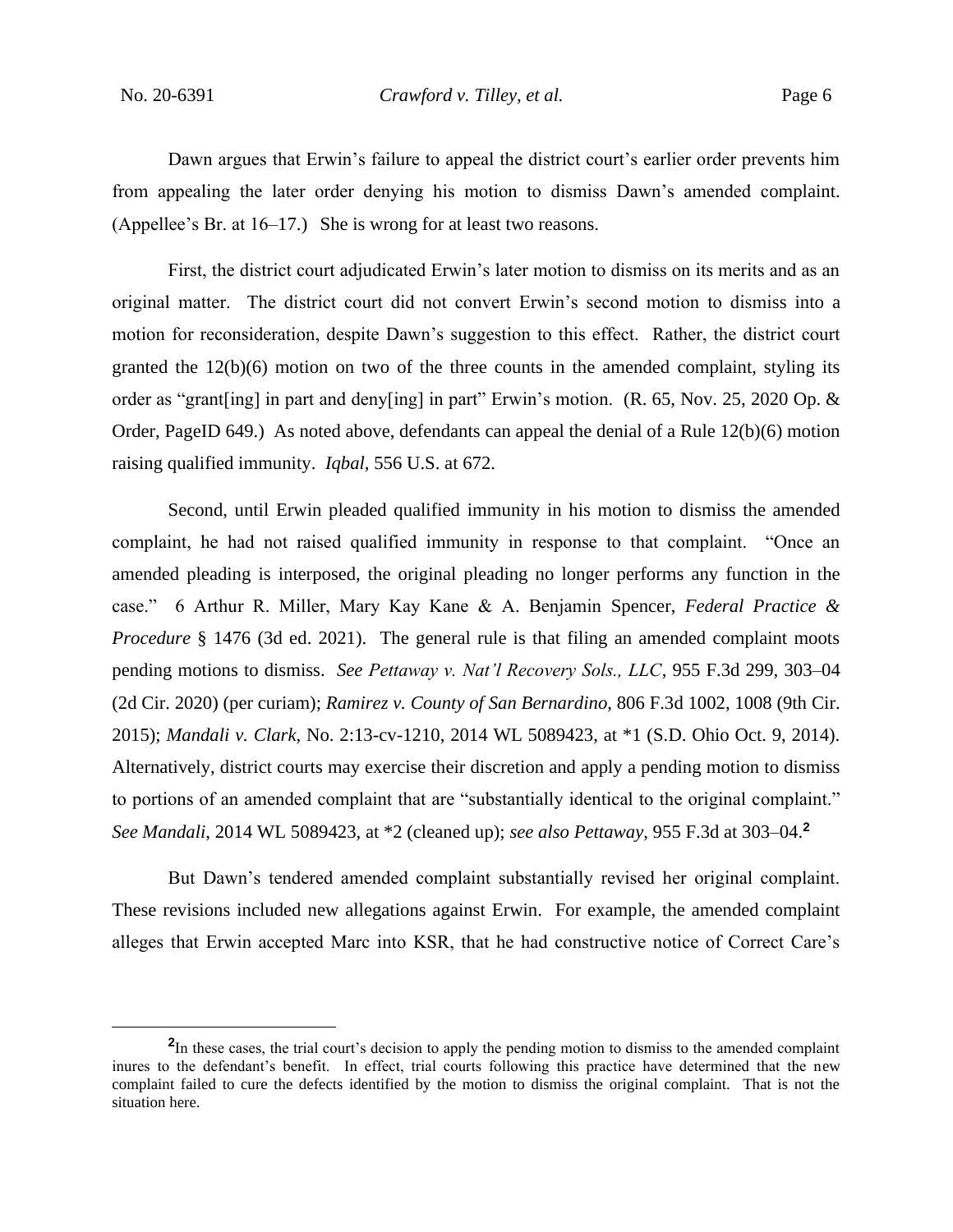Dawn argues that Erwin's failure to appeal the district court's earlier order prevents him from appealing the later order denying his motion to dismiss Dawn's amended complaint. (Appellee's Br. at 16–17.) She is wrong for at least two reasons.

First, the district court adjudicated Erwin's later motion to dismiss on its merits and as an original matter. The district court did not convert Erwin's second motion to dismiss into a motion for reconsideration, despite Dawn's suggestion to this effect. Rather, the district court granted the 12(b)(6) motion on two of the three counts in the amended complaint, styling its order as "grant[ing] in part and deny[ing] in part" Erwin's motion. (R. 65, Nov. 25, 2020 Op. & Order, PageID 649.) As noted above, defendants can appeal the denial of a Rule 12(b)(6) motion raising qualified immunity. *Iqbal*, 556 U.S. at 672.

Second, until Erwin pleaded qualified immunity in his motion to dismiss the amended complaint, he had not raised qualified immunity in response to that complaint. "Once an amended pleading is interposed, the original pleading no longer performs any function in the case." 6 Arthur R. Miller, Mary Kay Kane & A. Benjamin Spencer, *Federal Practice & Procedure* § 1476 (3d ed. 2021). The general rule is that filing an amended complaint moots pending motions to dismiss. *See Pettaway v. Nat'l Recovery Sols., LLC*, 955 F.3d 299, 303–04 (2d Cir. 2020) (per curiam); *Ramirez v. County of San Bernardino*, 806 F.3d 1002, 1008 (9th Cir. 2015); *Mandali v. Clark*, No. 2:13-cv-1210, 2014 WL 5089423, at *1 (S.D. Ohio Oct. 9, 2014). Alternatively, district courts may exercise their discretion and apply a pending motion to dismiss to portions of an amended complaint that are "substantially identical to the original complaint." *See Mandali*, 2014 WL 5089423, at *2 (cleaned up); *see also Pettaway*, 955 F.3d at 303–04.[2]

But Dawn's tendered amended complaint substantially revised her original complaint. These revisions included new allegations against Erwin. For example, the amended complaint alleges that Erwin accepted Marc into KSR, that he had constructive notice of Correct Care's

---

[2] In these cases, the trial court's decision to apply the pending motion to dismiss to the amended complaint inures to the defendant's benefit. In effect, trial courts following this practice have determined that the new complaint failed to cure the defects identified by the motion to dismiss the original complaint. That is not the situation here.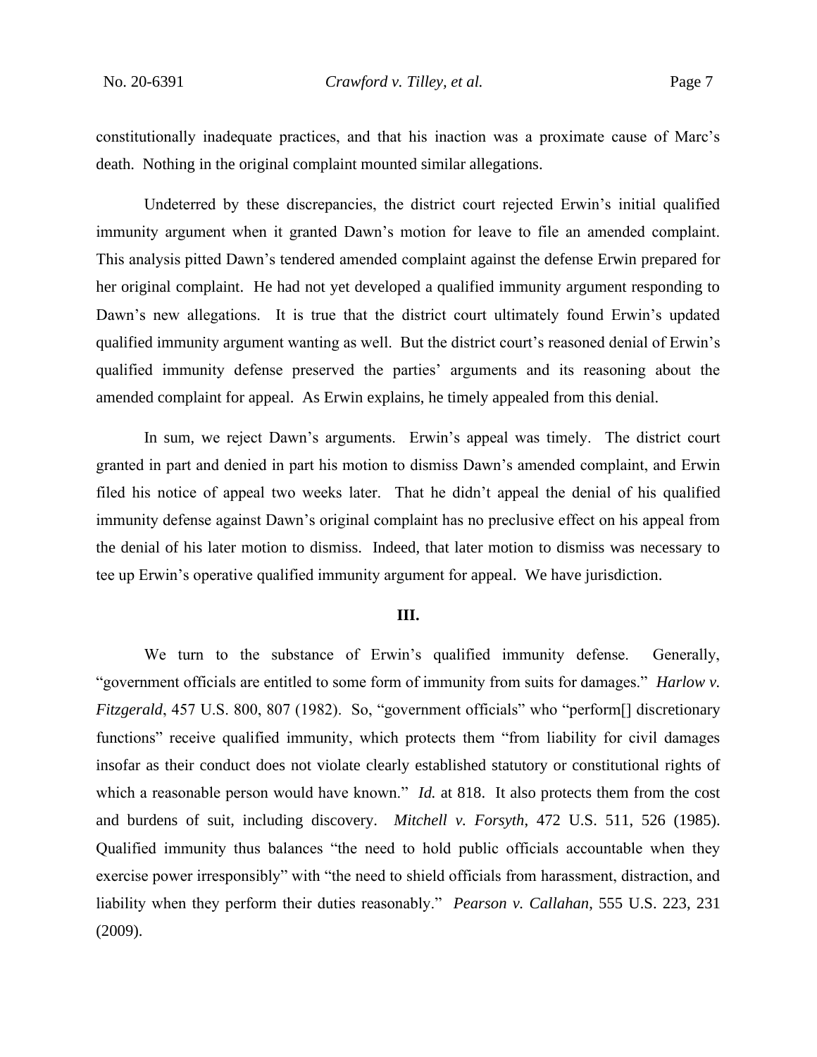constitutionally inadequate practices, and that his inaction was a proximate cause of Marc's death. Nothing in the original complaint mounted similar allegations.

Undeterred by these discrepancies, the district court rejected Erwin's initial qualified immunity argument when it granted Dawn's motion for leave to file an amended complaint. This analysis pitted Dawn's tendered amended complaint against the defense Erwin prepared for her original complaint. He had not yet developed a qualified immunity argument responding to Dawn's new allegations. It is true that the district court ultimately found Erwin's updated qualified immunity argument wanting as well. But the district court's reasoned denial of Erwin's qualified immunity defense preserved the parties' arguments and its reasoning about the amended complaint for appeal. As Erwin explains, he timely appealed from this denial.

In sum, we reject Dawn's arguments. Erwin's appeal was timely. The district court granted in part and denied in part his motion to dismiss Dawn's amended complaint, and Erwin filed his notice of appeal two weeks later. That he didn't appeal the denial of his qualified immunity defense against Dawn's original complaint has no preclusive effect on his appeal from the denial of his later motion to dismiss. Indeed, that later motion to dismiss was necessary to tee up Erwin's operative qualified immunity argument for appeal. We have jurisdiction.

## III.

We turn to the substance of Erwin's qualified immunity defense. Generally, "government officials are entitled to some form of immunity from suits for damages." *Harlow v. Fitzgerald*, 457 U.S. 800, 807 (1982). So, "government officials" who "perform[] discretionary functions" receive qualified immunity, which protects them "from liability for civil damages insofar as their conduct does not violate clearly established statutory or constitutional rights of which a reasonable person would have known." *Id.* at 818. It also protects them from the cost and burdens of suit, including discovery. *Mitchell v. Forsyth*, 472 U.S. 511, 526 (1985). Qualified immunity thus balances "the need to hold public officials accountable when they exercise power irresponsibly" with "the need to shield officials from harassment, distraction, and liability when they perform their duties reasonably." *Pearson v. Callahan*, 555 U.S. 223, 231 (2009).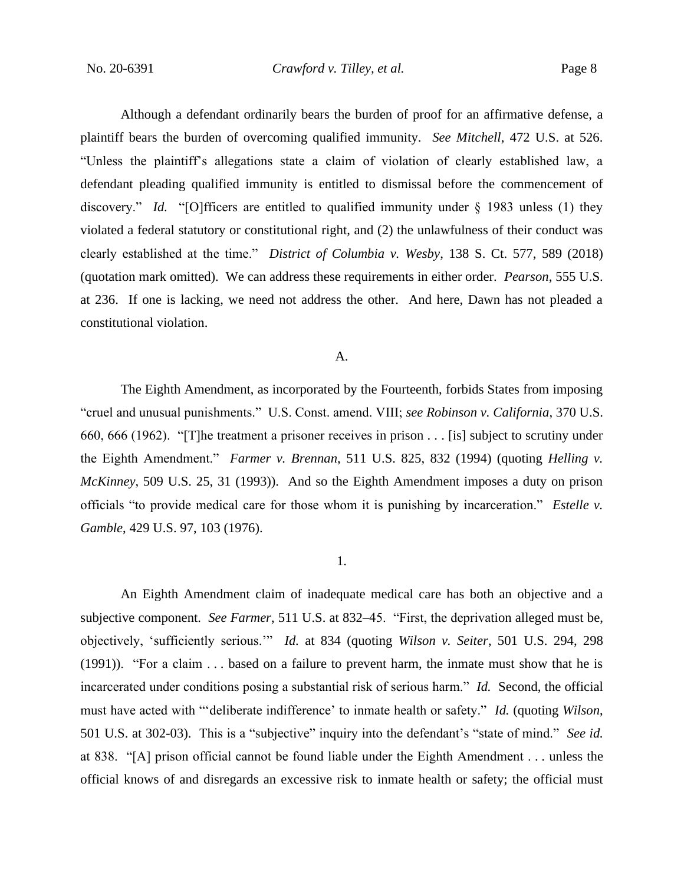Although a defendant ordinarily bears the burden of proof for an affirmative defense, a plaintiff bears the burden of overcoming qualified immunity. *See Mitchell*, 472 U.S. at 526. "Unless the plaintiff's allegations state a claim of violation of clearly established law, a defendant pleading qualified immunity is entitled to dismissal before the commencement of discovery." *Id.* "[O]fficers are entitled to qualified immunity under § 1983 unless (1) they violated a federal statutory or constitutional right, and (2) the unlawfulness of their conduct was clearly established at the time." *District of Columbia v. Wesby*, 138 S. Ct. 577, 589 (2018) (quotation mark omitted). We can address these requirements in either order. *Pearson*, 555 U.S. at 236. If one is lacking, we need not address the other. And here, Dawn has not pleaded a constitutional violation.

A.

The Eighth Amendment, as incorporated by the Fourteenth, forbids States from imposing "cruel and unusual punishments." U.S. Const. amend. VIII; *see Robinson v. California*, 370 U.S. 660, 666 (1962). "[T]he treatment a prisoner receives in prison . . . [is] subject to scrutiny under the Eighth Amendment." *Farmer v. Brennan*, 511 U.S. 825, 832 (1994) (quoting *Helling v. McKinney*, 509 U.S. 25, 31 (1993)). And so the Eighth Amendment imposes a duty on prison officials "to provide medical care for those whom it is punishing by incarceration." *Estelle v. Gamble*, 429 U.S. 97, 103 (1976).

1.

An Eighth Amendment claim of inadequate medical care has both an objective and a subjective component. *See Farmer*, 511 U.S. at 832–45. "First, the deprivation alleged must be, objectively, 'sufficiently serious.'" *Id.* at 834 (quoting *Wilson v. Seiter*, 501 U.S. 294, 298 (1991)). "For a claim . . . based on a failure to prevent harm, the inmate must show that he is incarcerated under conditions posing a substantial risk of serious harm." *Id.* Second, the official must have acted with "'deliberate indifference' to inmate health or safety." *Id.* (quoting *Wilson*, 501 U.S. at 302-03). This is a "subjective" inquiry into the defendant's "state of mind." *See id.* at 838. "[A] prison official cannot be found liable under the Eighth Amendment . . . unless the official knows of and disregards an excessive risk to inmate health or safety; the official must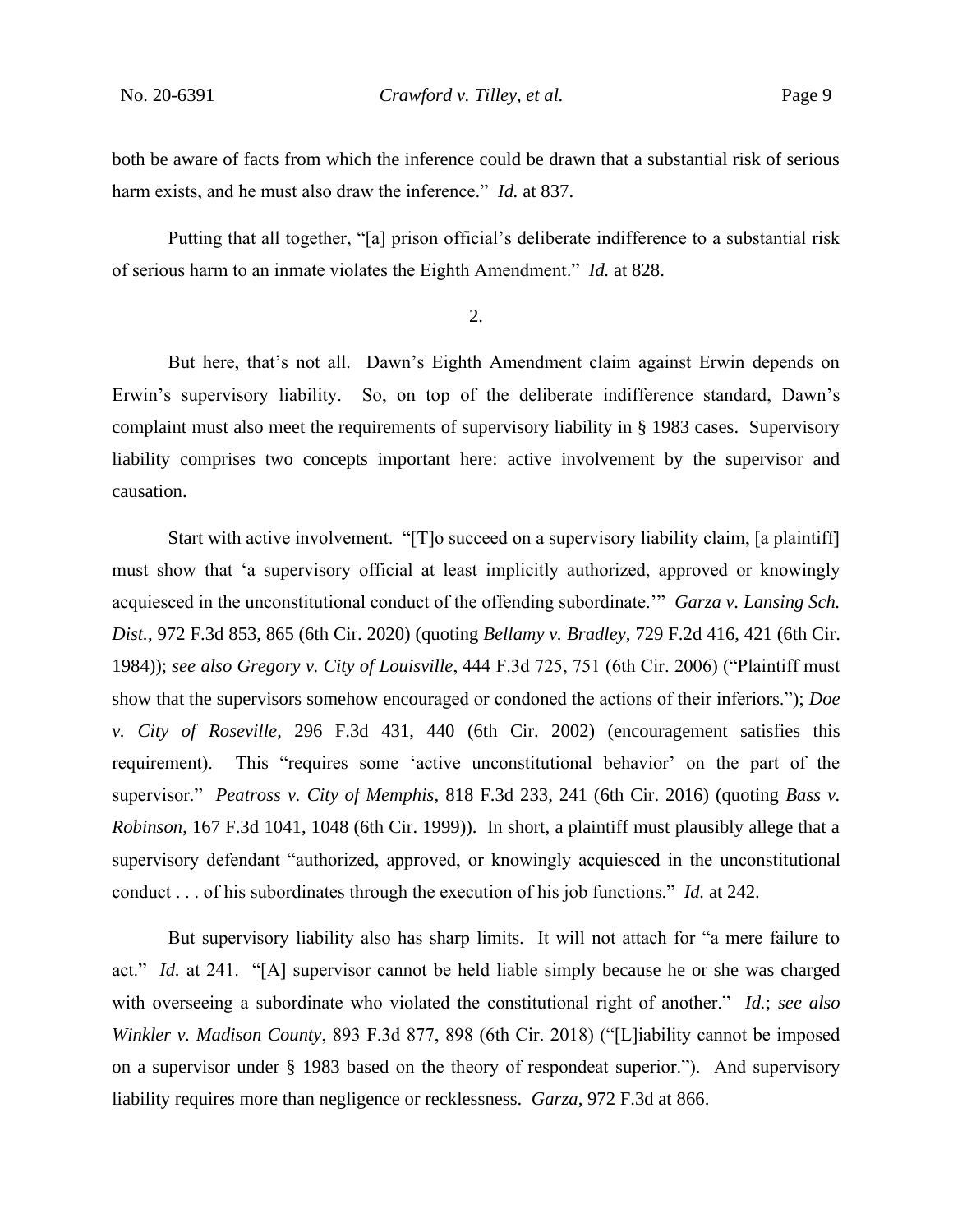both be aware of facts from which the inference could be drawn that a substantial risk of serious harm exists, and he must also draw the inference." *Id.* at 837.

Putting that all together, "[a] prison official's deliberate indifference to a substantial risk of serious harm to an inmate violates the Eighth Amendment." *Id.* at 828.

2.

But here, that's not all. Dawn's Eighth Amendment claim against Erwin depends on Erwin's supervisory liability. So, on top of the deliberate indifference standard, Dawn's complaint must also meet the requirements of supervisory liability in § 1983 cases. Supervisory liability comprises two concepts important here: active involvement by the supervisor and causation.

Start with active involvement. "[T]o succeed on a supervisory liability claim, [a plaintiff] must show that 'a supervisory official at least implicitly authorized, approved or knowingly acquiesced in the unconstitutional conduct of the offending subordinate.'" *Garza v. Lansing Sch. Dist.*, 972 F.3d 853, 865 (6th Cir. 2020) (quoting *Bellamy v. Bradley*, 729 F.2d 416, 421 (6th Cir. 1984)); *see also Gregory v. City of Louisville*, 444 F.3d 725, 751 (6th Cir. 2006) ("Plaintiff must show that the supervisors somehow encouraged or condoned the actions of their inferiors."); *Doe v. City of Roseville*, 296 F.3d 431, 440 (6th Cir. 2002) (encouragement satisfies this requirement). This "requires some 'active unconstitutional behavior' on the part of the supervisor." *Peatross v. City of Memphis*, 818 F.3d 233, 241 (6th Cir. 2016) (quoting *Bass v. Robinson*, 167 F.3d 1041, 1048 (6th Cir. 1999)). In short, a plaintiff must plausibly allege that a supervisory defendant "authorized, approved, or knowingly acquiesced in the unconstitutional conduct . . . of his subordinates through the execution of his job functions." *Id.* at 242.

But supervisory liability also has sharp limits. It will not attach for "a mere failure to act." *Id.* at 241. "[A] supervisor cannot be held liable simply because he or she was charged with overseeing a subordinate who violated the constitutional right of another." *Id.*; *see also Winkler v. Madison County*, 893 F.3d 877, 898 (6th Cir. 2018) ("[L]iability cannot be imposed on a supervisor under § 1983 based on the theory of respondeat superior."). And supervisory liability requires more than negligence or recklessness. *Garza*, 972 F.3d at 866.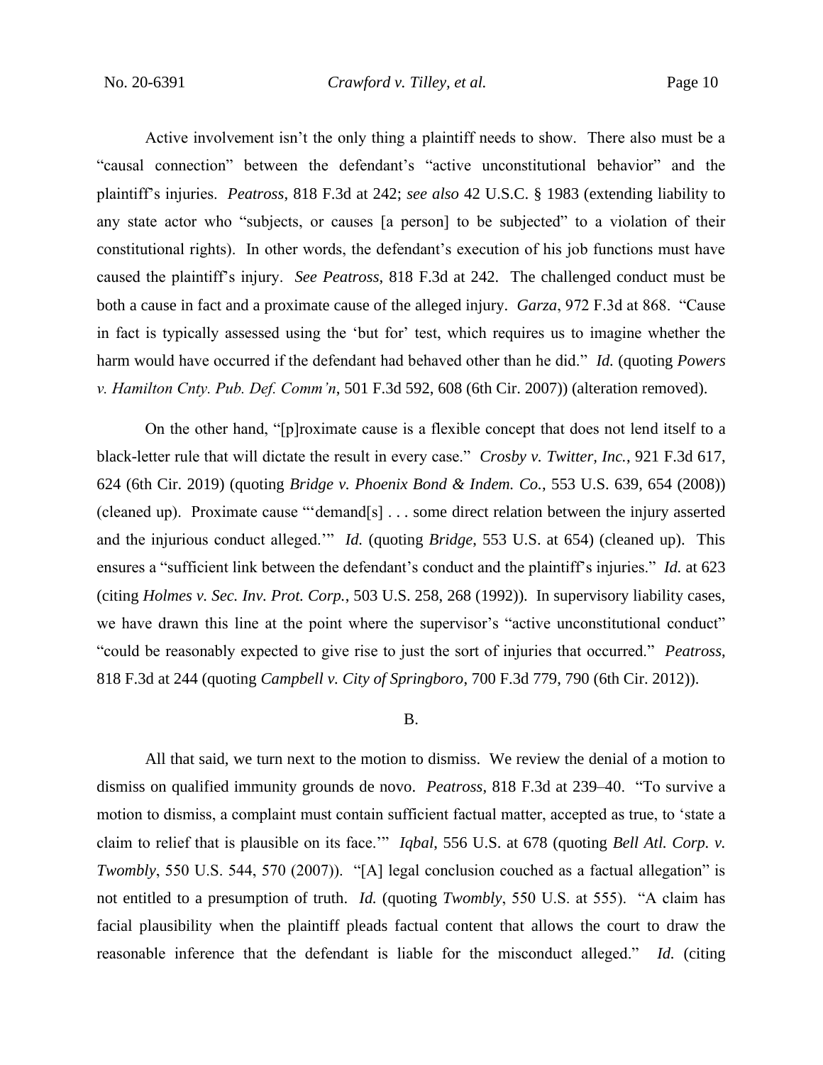Active involvement isn't the only thing a plaintiff needs to show. There also must be a "causal connection" between the defendant's "active unconstitutional behavior" and the plaintiff's injuries. *Peatross*, 818 F.3d at 242; *see also* 42 U.S.C. § 1983 (extending liability to any state actor who "subjects, or causes [a person] to be subjected" to a violation of their constitutional rights). In other words, the defendant's execution of his job functions must have caused the plaintiff's injury. *See Peatross*, 818 F.3d at 242. The challenged conduct must be both a cause in fact and a proximate cause of the alleged injury. *Garza*, 972 F.3d at 868. "Cause in fact is typically assessed using the 'but for' test, which requires us to imagine whether the harm would have occurred if the defendant had behaved other than he did." *Id.* (quoting *Powers v. Hamilton Cnty. Pub. Def. Comm'n*, 501 F.3d 592, 608 (6th Cir. 2007)) (alteration removed).

On the other hand, "[p]roximate cause is a flexible concept that does not lend itself to a black-letter rule that will dictate the result in every case." *Crosby v. Twitter, Inc.*, 921 F.3d 617, 624 (6th Cir. 2019) (quoting *Bridge v. Phoenix Bond & Indem. Co.*, 553 U.S. 639, 654 (2008)) (cleaned up). Proximate cause "'demand[s] . . . some direct relation between the injury asserted and the injurious conduct alleged.'" *Id.* (quoting *Bridge*, 553 U.S. at 654) (cleaned up). This ensures a "sufficient link between the defendant's conduct and the plaintiff's injuries." *Id.* at 623 (citing *Holmes v. Sec. Inv. Prot. Corp.*, 503 U.S. 258, 268 (1992)). In supervisory liability cases, we have drawn this line at the point where the supervisor's "active unconstitutional conduct" "could be reasonably expected to give rise to just the sort of injuries that occurred." *Peatross*, 818 F.3d at 244 (quoting *Campbell v. City of Springboro*, 700 F.3d 779, 790 (6th Cir. 2012)).

B.

All that said, we turn next to the motion to dismiss. We review the denial of a motion to dismiss on qualified immunity grounds de novo. *Peatross*, 818 F.3d at 239–40. "To survive a motion to dismiss, a complaint must contain sufficient factual matter, accepted as true, to 'state a claim to relief that is plausible on its face.'" *Iqbal*, 556 U.S. at 678 (quoting *Bell Atl. Corp. v. Twombly*, 550 U.S. 544, 570 (2007)). "[A] legal conclusion couched as a factual allegation" is not entitled to a presumption of truth. *Id.* (quoting *Twombly*, 550 U.S. at 555). "A claim has facial plausibility when the plaintiff pleads factual content that allows the court to draw the reasonable inference that the defendant is liable for the misconduct alleged." *Id.* (citing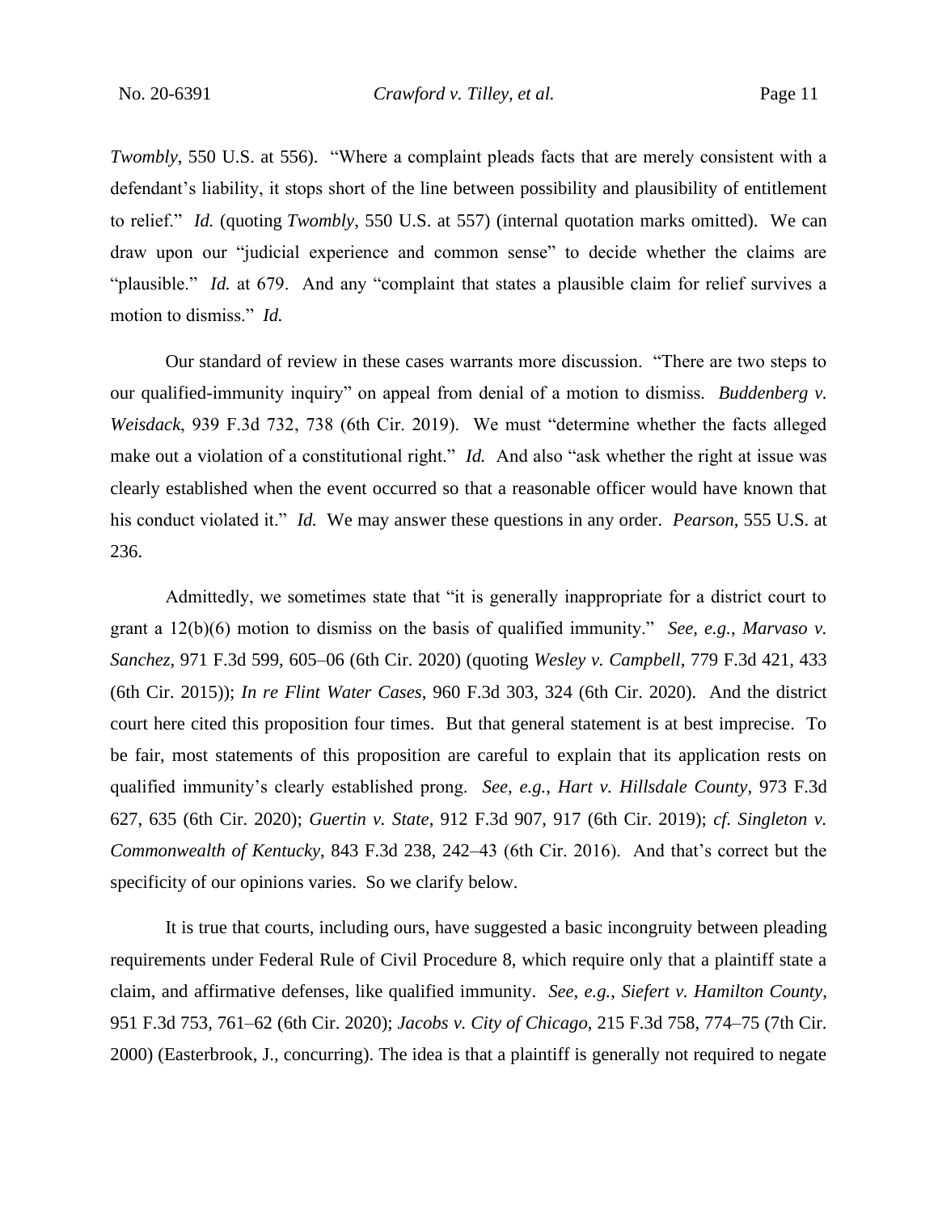*Twombly*, 550 U.S. at 556). "Where a complaint pleads facts that are merely consistent with a defendant's liability, it stops short of the line between possibility and plausibility of entitlement to relief." *Id.* (quoting *Twombly*, 550 U.S. at 557) (internal quotation marks omitted). We can draw upon our "judicial experience and common sense" to decide whether the claims are "plausible." *Id.* at 679. And any "complaint that states a plausible claim for relief survives a motion to dismiss." *Id.*

Our standard of review in these cases warrants more discussion. "There are two steps to our qualified-immunity inquiry" on appeal from denial of a motion to dismiss. *Buddenberg v. Weisdack*, 939 F.3d 732, 738 (6th Cir. 2019). We must "determine whether the facts alleged make out a violation of a constitutional right." *Id.* And also "ask whether the right at issue was clearly established when the event occurred so that a reasonable officer would have known that his conduct violated it." *Id.* We may answer these questions in any order. *Pearson*, 555 U.S. at 236.

Admittedly, we sometimes state that "it is generally inappropriate for a district court to grant a 12(b)(6) motion to dismiss on the basis of qualified immunity." *See, e.g.*, *Marvaso v. Sanchez*, 971 F.3d 599, 605–06 (6th Cir. 2020) (quoting *Wesley v. Campbell*, 779 F.3d 421, 433 (6th Cir. 2015)); *In re Flint Water Cases*, 960 F.3d 303, 324 (6th Cir. 2020). And the district court here cited this proposition four times. But that general statement is at best imprecise. To be fair, most statements of this proposition are careful to explain that its application rests on qualified immunity's clearly established prong. *See, e.g.*, *Hart v. Hillsdale County*, 973 F.3d 627, 635 (6th Cir. 2020); *Guertin v. State*, 912 F.3d 907, 917 (6th Cir. 2019); *cf. Singleton v. Commonwealth of Kentucky*, 843 F.3d 238, 242–43 (6th Cir. 2016). And that's correct but the specificity of our opinions varies. So we clarify below.

It is true that courts, including ours, have suggested a basic incongruity between pleading requirements under Federal Rule of Civil Procedure 8, which require only that a plaintiff state a claim, and affirmative defenses, like qualified immunity. *See, e.g., Siefert v. Hamilton County*, 951 F.3d 753, 761–62 (6th Cir. 2020); *Jacobs v. City of Chicago*, 215 F.3d 758, 774–75 (7th Cir. 2000) (Easterbrook, J., concurring). The idea is that a plaintiff is generally not required to negate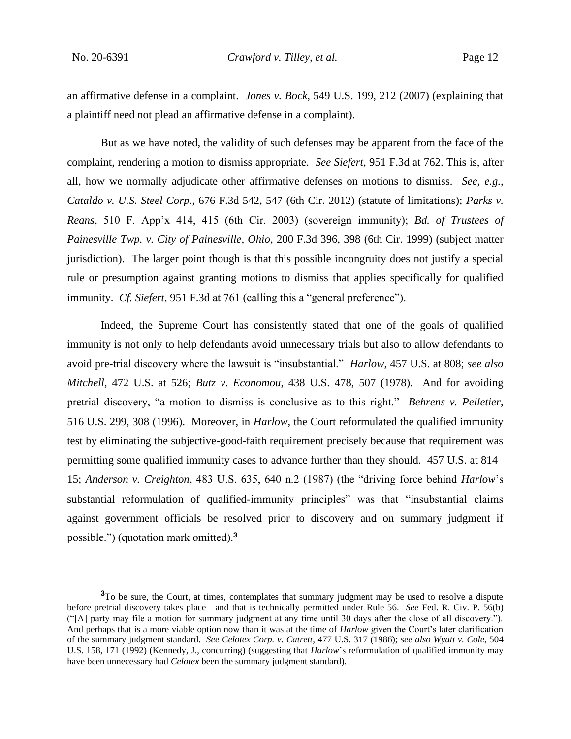an affirmative defense in a complaint. *Jones v. Bock*, 549 U.S. 199, 212 (2007) (explaining that a plaintiff need not plead an affirmative defense in a complaint).

But as we have noted, the validity of such defenses may be apparent from the face of the complaint, rendering a motion to dismiss appropriate. *See Siefert*, 951 F.3d at 762. This is, after all, how we normally adjudicate other affirmative defenses on motions to dismiss. *See, e.g.*, *Cataldo v. U.S. Steel Corp.*, 676 F.3d 542, 547 (6th Cir. 2012) (statute of limitations); *Parks v. Reans*, 510 F. App'x 414, 415 (6th Cir. 2003) (sovereign immunity); *Bd. of Trustees of Painesville Twp. v. City of Painesville, Ohio*, 200 F.3d 396, 398 (6th Cir. 1999) (subject matter jurisdiction). The larger point though is that this possible incongruity does not justify a special rule or presumption against granting motions to dismiss that applies specifically for qualified immunity. *Cf. Siefert*, 951 F.3d at 761 (calling this a "general preference").

Indeed, the Supreme Court has consistently stated that one of the goals of qualified immunity is not only to help defendants avoid unnecessary trials but also to allow defendants to avoid pre-trial discovery where the lawsuit is "insubstantial." *Harlow*, 457 U.S. at 808; *see also Mitchell*, 472 U.S. at 526; *Butz v. Economou*, 438 U.S. 478, 507 (1978). And for avoiding pretrial discovery, "a motion to dismiss is conclusive as to this right." *Behrens v. Pelletier*, 516 U.S. 299, 308 (1996). Moreover, in *Harlow*, the Court reformulated the qualified immunity test by eliminating the subjective-good-faith requirement precisely because that requirement was permitting some qualified immunity cases to advance further than they should. 457 U.S. at 814–15; *Anderson v. Creighton*, 483 U.S. 635, 640 n.2 (1987) (the "driving force behind *Harlow*'s substantial reformulation of qualified-immunity principles" was that "insubstantial claims against government officials be resolved prior to discovery and on summary judgment if possible.") (quotation mark omitted).[3]

[3] To be sure, the Court, at times, contemplates that summary judgment may be used to resolve a dispute before pretrial discovery takes place—and that is technically permitted under Rule 56. *See* Fed. R. Civ. P. 56(b) ("[A] party may file a motion for summary judgment at any time until 30 days after the close of all discovery."). And perhaps that is a more viable option now than it was at the time of *Harlow* given the Court's later clarification of the summary judgment standard. *See Celotex Corp. v. Catrett*, 477 U.S. 317 (1986); *see also Wyatt v. Cole*, 504 U.S. 158, 171 (1992) (Kennedy, J., concurring) (suggesting that *Harlow*'s reformulation of qualified immunity may have been unnecessary had *Celotex* been the summary judgment standard).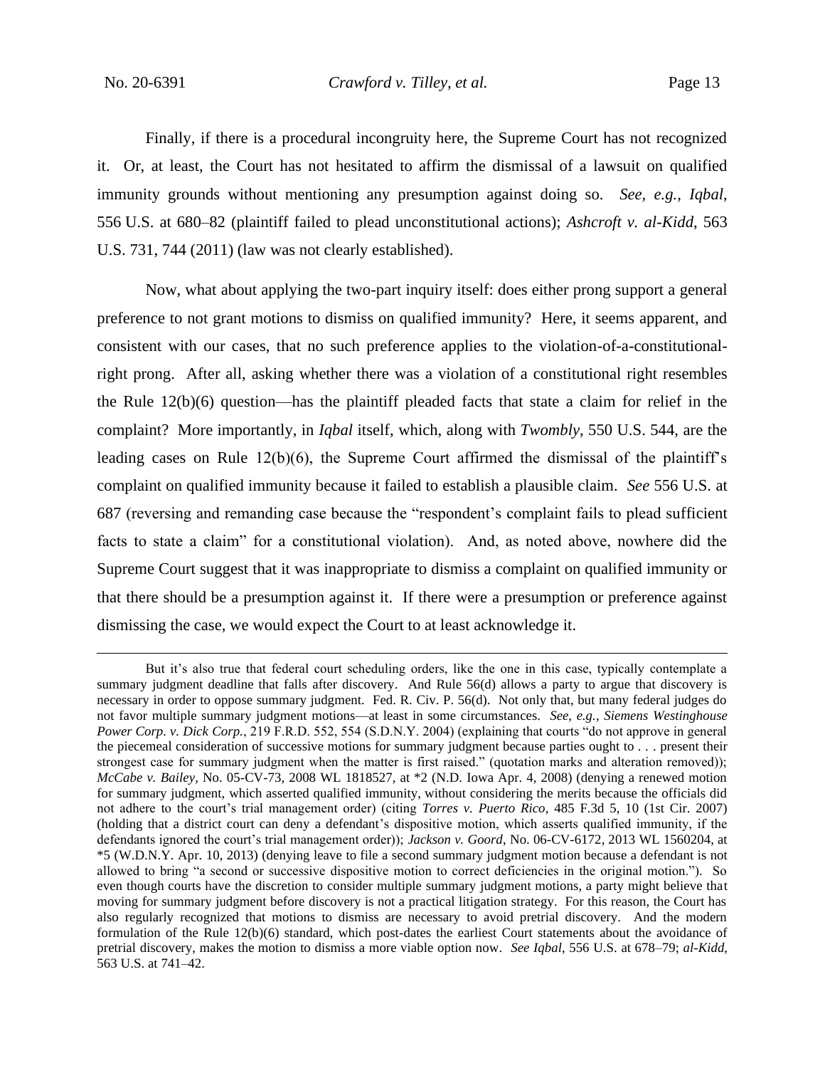Finally, if there is a procedural incongruity here, the Supreme Court has not recognized it. Or, at least, the Court has not hesitated to affirm the dismissal of a lawsuit on qualified immunity grounds without mentioning any presumption against doing so. *See, e.g.*, *Iqbal*, 556 U.S. at 680–82 (plaintiff failed to plead unconstitutional actions); *Ashcroft v. al-Kidd*, 563 U.S. 731, 744 (2011) (law was not clearly established).

Now, what about applying the two-part inquiry itself: does either prong support a general preference to not grant motions to dismiss on qualified immunity? Here, it seems apparent, and consistent with our cases, that no such preference applies to the violation-of-a-constitutional-right prong. After all, asking whether there was a violation of a constitutional right resembles the Rule 12(b)(6) question—has the plaintiff pleaded facts that state a claim for relief in the complaint? More importantly, in *Iqbal* itself, which, along with *Twombly*, 550 U.S. 544, are the leading cases on Rule 12(b)(6), the Supreme Court affirmed the dismissal of the plaintiff's complaint on qualified immunity because it failed to establish a plausible claim. *See* 556 U.S. at 687 (reversing and remanding case because the "respondent's complaint fails to plead sufficient facts to state a claim" for a constitutional violation). And, as noted above, nowhere did the Supreme Court suggest that it was inappropriate to dismiss a complaint on qualified immunity or that there should be a presumption against it. If there were a presumption or preference against dismissing the case, we would expect the Court to at least acknowledge it.

---

But it's also true that federal court scheduling orders, like the one in this case, typically contemplate a summary judgment deadline that falls after discovery. And Rule 56(d) allows a party to argue that discovery is necessary in order to oppose summary judgment. Fed. R. Civ. P. 56(d). Not only that, but many federal judges do not favor multiple summary judgment motions—at least in some circumstances. *See, e.g.*, *Siemens Westinghouse Power Corp. v. Dick Corp.*, 219 F.R.D. 552, 554 (S.D.N.Y. 2004) (explaining that courts "do not approve in general the piecemeal consideration of successive motions for summary judgment because parties ought to . . . present their strongest case for summary judgment when the matter is first raised." (quotation marks and alteration removed)); *McCabe v. Bailey*, No. 05-CV-73, 2008 WL 1818527, at \*2 (N.D. Iowa Apr. 4, 2008) (denying a renewed motion for summary judgment, which asserted qualified immunity, without considering the merits because the officials did not adhere to the court's trial management order) (citing *Torres v. Puerto Rico*, 485 F.3d 5, 10 (1st Cir. 2007) (holding that a district court can deny a defendant's dispositive motion, which asserts qualified immunity, if the defendants ignored the court's trial management order)); *Jackson v. Goord*, No. 06-CV-6172, 2013 WL 1560204, at \*5 (W.D.N.Y. Apr. 10, 2013) (denying leave to file a second summary judgment motion because a defendant is not allowed to bring "a second or successive dispositive motion to correct deficiencies in the original motion."). So even though courts have the discretion to consider multiple summary judgment motions, a party might believe that moving for summary judgment before discovery is not a practical litigation strategy. For this reason, the Court has also regularly recognized that motions to dismiss are necessary to avoid pretrial discovery. And the modern formulation of the Rule 12(b)(6) standard, which post-dates the earliest Court statements about the avoidance of pretrial discovery, makes the motion to dismiss a more viable option now. *See Iqbal*, 556 U.S. at 678–79; *al-Kidd*, 563 U.S. at 741–42.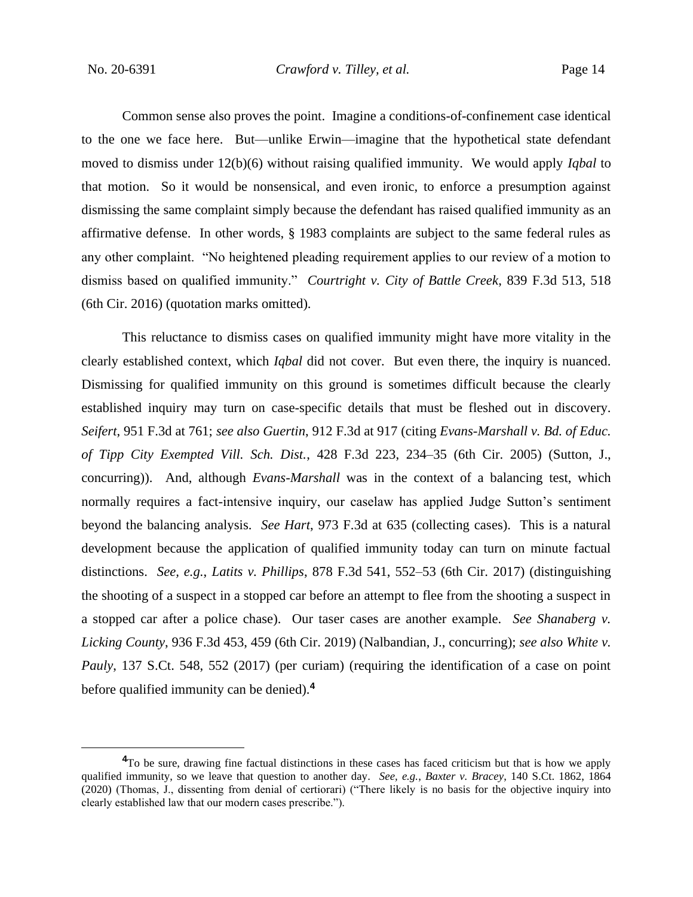Common sense also proves the point. Imagine a conditions-of-confinement case identical to the one we face here. But—unlike Erwin—imagine that the hypothetical state defendant moved to dismiss under 12(b)(6) without raising qualified immunity. We would apply *Iqbal* to that motion. So it would be nonsensical, and even ironic, to enforce a presumption against dismissing the same complaint simply because the defendant has raised qualified immunity as an affirmative defense. In other words, § 1983 complaints are subject to the same federal rules as any other complaint. "No heightened pleading requirement applies to our review of a motion to dismiss based on qualified immunity." *Courtright v. City of Battle Creek*, 839 F.3d 513, 518 (6th Cir. 2016) (quotation marks omitted).

This reluctance to dismiss cases on qualified immunity might have more vitality in the clearly established context, which *Iqbal* did not cover. But even there, the inquiry is nuanced. Dismissing for qualified immunity on this ground is sometimes difficult because the clearly established inquiry may turn on case-specific details that must be fleshed out in discovery. *Seifert*, 951 F.3d at 761; *see also Guertin*, 912 F.3d at 917 (citing *Evans-Marshall v. Bd. of Educ. of Tipp City Exempted Vill. Sch. Dist.*, 428 F.3d 223, 234–35 (6th Cir. 2005) (Sutton, J., concurring)). And, although *Evans-Marshall* was in the context of a balancing test, which normally requires a fact-intensive inquiry, our caselaw has applied Judge Sutton's sentiment beyond the balancing analysis. *See Hart*, 973 F.3d at 635 (collecting cases). This is a natural development because the application of qualified immunity today can turn on minute factual distinctions. *See, e.g.*, *Latits v. Phillips*, 878 F.3d 541, 552–53 (6th Cir. 2017) (distinguishing the shooting of a suspect in a stopped car before an attempt to flee from the shooting a suspect in a stopped car after a police chase). Our taser cases are another example. *See Shanaberg v. Licking County*, 936 F.3d 453, 459 (6th Cir. 2019) (Nalbandian, J., concurring); *see also White v. Pauly*, 137 S.Ct. 548, 552 (2017) (per curiam) (requiring the identification of a case on point before qualified immunity can be denied).[4]

---

[4]To be sure, drawing fine factual distinctions in these cases has faced criticism but that is how we apply qualified immunity, so we leave that question to another day. *See, e.g.*, *Baxter v. Bracey*, 140 S.Ct. 1862, 1864 (2020) (Thomas, J., dissenting from denial of certiorari) ("There likely is no basis for the objective inquiry into clearly established law that our modern cases prescribe.").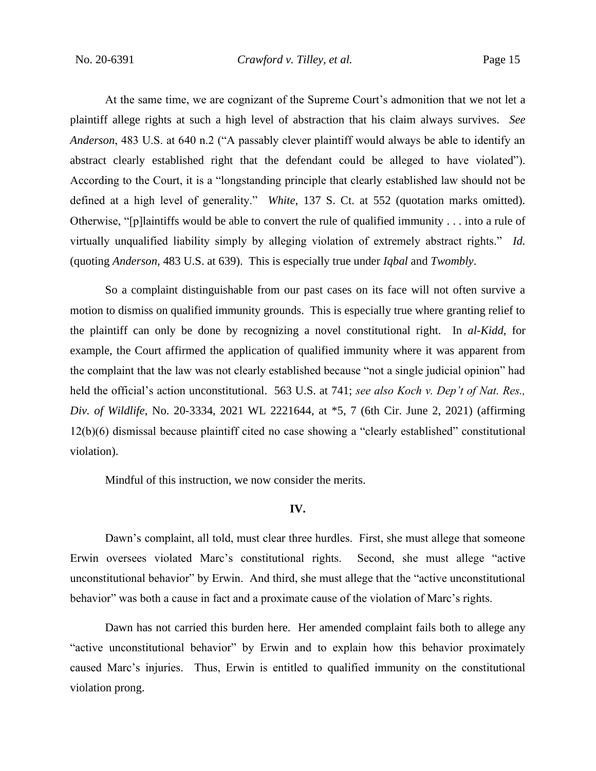At the same time, we are cognizant of the Supreme Court's admonition that we not let a plaintiff allege rights at such a high level of abstraction that his claim always survives. *See Anderson*, 483 U.S. at 640 n.2 ("A passably clever plaintiff would always be able to identify an abstract clearly established right that the defendant could be alleged to have violated"). According to the Court, it is a "longstanding principle that clearly established law should not be defined at a high level of generality." *White*, 137 S. Ct. at 552 (quotation marks omitted). Otherwise, "[p]laintiffs would be able to convert the rule of qualified immunity . . . into a rule of virtually unqualified liability simply by alleging violation of extremely abstract rights." *Id.* (quoting *Anderson*, 483 U.S. at 639). This is especially true under *Iqbal* and *Twombly*.

So a complaint distinguishable from our past cases on its face will not often survive a motion to dismiss on qualified immunity grounds. This is especially true where granting relief to the plaintiff can only be done by recognizing a novel constitutional right. In *al-Kidd*, for example, the Court affirmed the application of qualified immunity where it was apparent from the complaint that the law was not clearly established because "not a single judicial opinion" had held the official's action unconstitutional. 563 U.S. at 741; *see also Koch v. Dep't of Nat. Res., Div. of Wildlife*, No. 20-3334, 2021 WL 2221644, at *5, 7 (6th Cir. June 2, 2021) (affirming 12(b)(6) dismissal because plaintiff cited no case showing a "clearly established" constitutional violation).

Mindful of this instruction, we now consider the merits.

## IV.

Dawn's complaint, all told, must clear three hurdles. First, she must allege that someone Erwin oversees violated Marc's constitutional rights. Second, she must allege "active unconstitutional behavior" by Erwin. And third, she must allege that the "active unconstitutional behavior" was both a cause in fact and a proximate cause of the violation of Marc's rights.

Dawn has not carried this burden here. Her amended complaint fails both to allege any "active unconstitutional behavior" by Erwin and to explain how this behavior proximately caused Marc's injuries. Thus, Erwin is entitled to qualified immunity on the constitutional violation prong.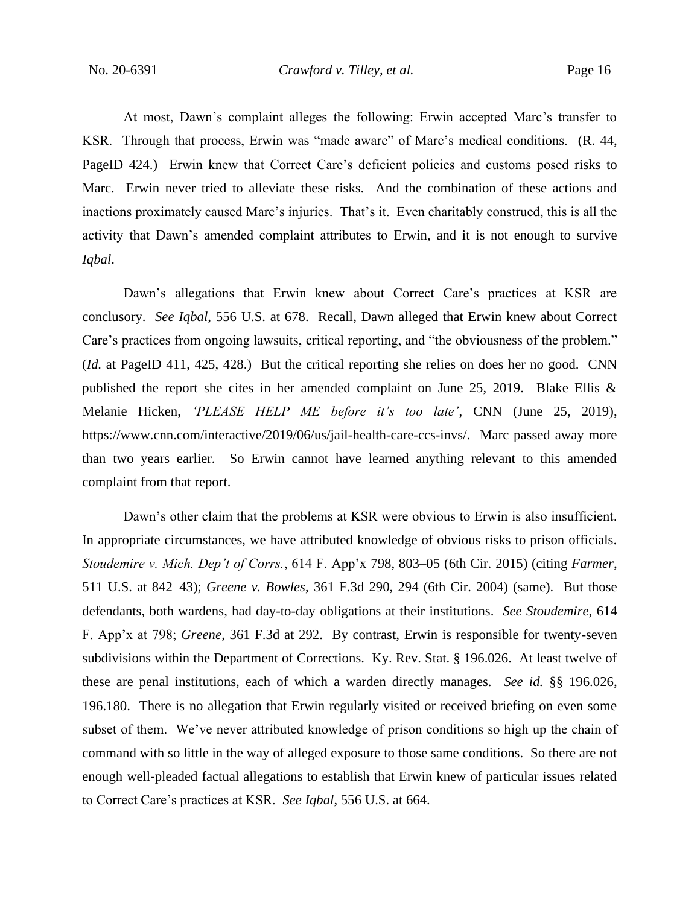At most, Dawn's complaint alleges the following: Erwin accepted Marc's transfer to KSR. Through that process, Erwin was "made aware" of Marc's medical conditions. (R. 44, PageID 424.) Erwin knew that Correct Care's deficient policies and customs posed risks to Marc. Erwin never tried to alleviate these risks. And the combination of these actions and inactions proximately caused Marc's injuries. That's it. Even charitably construed, this is all the activity that Dawn's amended complaint attributes to Erwin, and it is not enough to survive *Iqbal*.

Dawn's allegations that Erwin knew about Correct Care's practices at KSR are conclusory. *See Iqbal*, 556 U.S. at 678. Recall, Dawn alleged that Erwin knew about Correct Care's practices from ongoing lawsuits, critical reporting, and "the obviousness of the problem." (*Id.* at PageID 411, 425, 428.) But the critical reporting she relies on does her no good. CNN published the report she cites in her amended complaint on June 25, 2019. Blake Ellis & Melanie Hicken, *'PLEASE HELP ME before it's too late'*, CNN (June 25, 2019), https://www.cnn.com/interactive/2019/06/us/jail-health-care-ccs-invs/. Marc passed away more than two years earlier. So Erwin cannot have learned anything relevant to this amended complaint from that report.

Dawn's other claim that the problems at KSR were obvious to Erwin is also insufficient. In appropriate circumstances, we have attributed knowledge of obvious risks to prison officials. *Stoudemire v. Mich. Dep't of Corrs.*, 614 F. App'x 798, 803–05 (6th Cir. 2015) (citing *Farmer*, 511 U.S. at 842–43); *Greene v. Bowles*, 361 F.3d 290, 294 (6th Cir. 2004) (same). But those defendants, both wardens, had day-to-day obligations at their institutions. *See Stoudemire*, 614 F. App'x at 798; *Greene*, 361 F.3d at 292. By contrast, Erwin is responsible for twenty-seven subdivisions within the Department of Corrections. Ky. Rev. Stat. § 196.026. At least twelve of these are penal institutions, each of which a warden directly manages. *See id.* §§ 196.026, 196.180. There is no allegation that Erwin regularly visited or received briefing on even some subset of them. We've never attributed knowledge of prison conditions so high up the chain of command with so little in the way of alleged exposure to those same conditions. So there are not enough well-pleaded factual allegations to establish that Erwin knew of particular issues related to Correct Care's practices at KSR. *See Iqbal*, 556 U.S. at 664.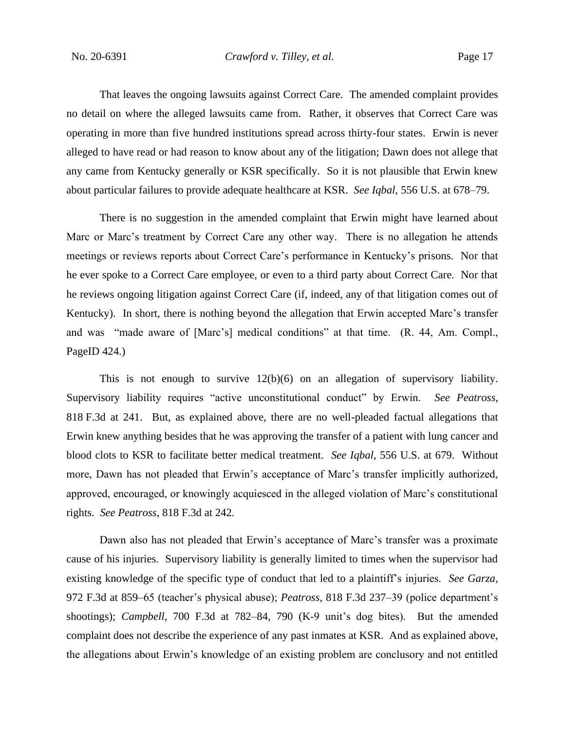That leaves the ongoing lawsuits against Correct Care. The amended complaint provides no detail on where the alleged lawsuits came from. Rather, it observes that Correct Care was operating in more than five hundred institutions spread across thirty-four states. Erwin is never alleged to have read or had reason to know about any of the litigation; Dawn does not allege that any came from Kentucky generally or KSR specifically. So it is not plausible that Erwin knew about particular failures to provide adequate healthcare at KSR. *See Iqbal*, 556 U.S. at 678–79.

There is no suggestion in the amended complaint that Erwin might have learned about Marc or Marc's treatment by Correct Care any other way. There is no allegation he attends meetings or reviews reports about Correct Care's performance in Kentucky's prisons. Nor that he ever spoke to a Correct Care employee, or even to a third party about Correct Care. Nor that he reviews ongoing litigation against Correct Care (if, indeed, any of that litigation comes out of Kentucky). In short, there is nothing beyond the allegation that Erwin accepted Marc's transfer and was "made aware of [Marc's] medical conditions" at that time. (R. 44, Am. Compl., PageID 424.)

This is not enough to survive 12(b)(6) on an allegation of supervisory liability. Supervisory liability requires "active unconstitutional conduct" by Erwin. *See Peatross*, 818 F.3d at 241. But, as explained above, there are no well-pleaded factual allegations that Erwin knew anything besides that he was approving the transfer of a patient with lung cancer and blood clots to KSR to facilitate better medical treatment. *See Iqbal*, 556 U.S. at 679. Without more, Dawn has not pleaded that Erwin's acceptance of Marc's transfer implicitly authorized, approved, encouraged, or knowingly acquiesced in the alleged violation of Marc's constitutional rights. *See Peatross*, 818 F.3d at 242.

Dawn also has not pleaded that Erwin's acceptance of Marc's transfer was a proximate cause of his injuries. Supervisory liability is generally limited to times when the supervisor had existing knowledge of the specific type of conduct that led to a plaintiff's injuries. *See Garza*, 972 F.3d at 859–65 (teacher's physical abuse); *Peatross*, 818 F.3d 237–39 (police department's shootings); *Campbell*, 700 F.3d at 782–84, 790 (K-9 unit's dog bites). But the amended complaint does not describe the experience of any past inmates at KSR. And as explained above, the allegations about Erwin's knowledge of an existing problem are conclusory and not entitled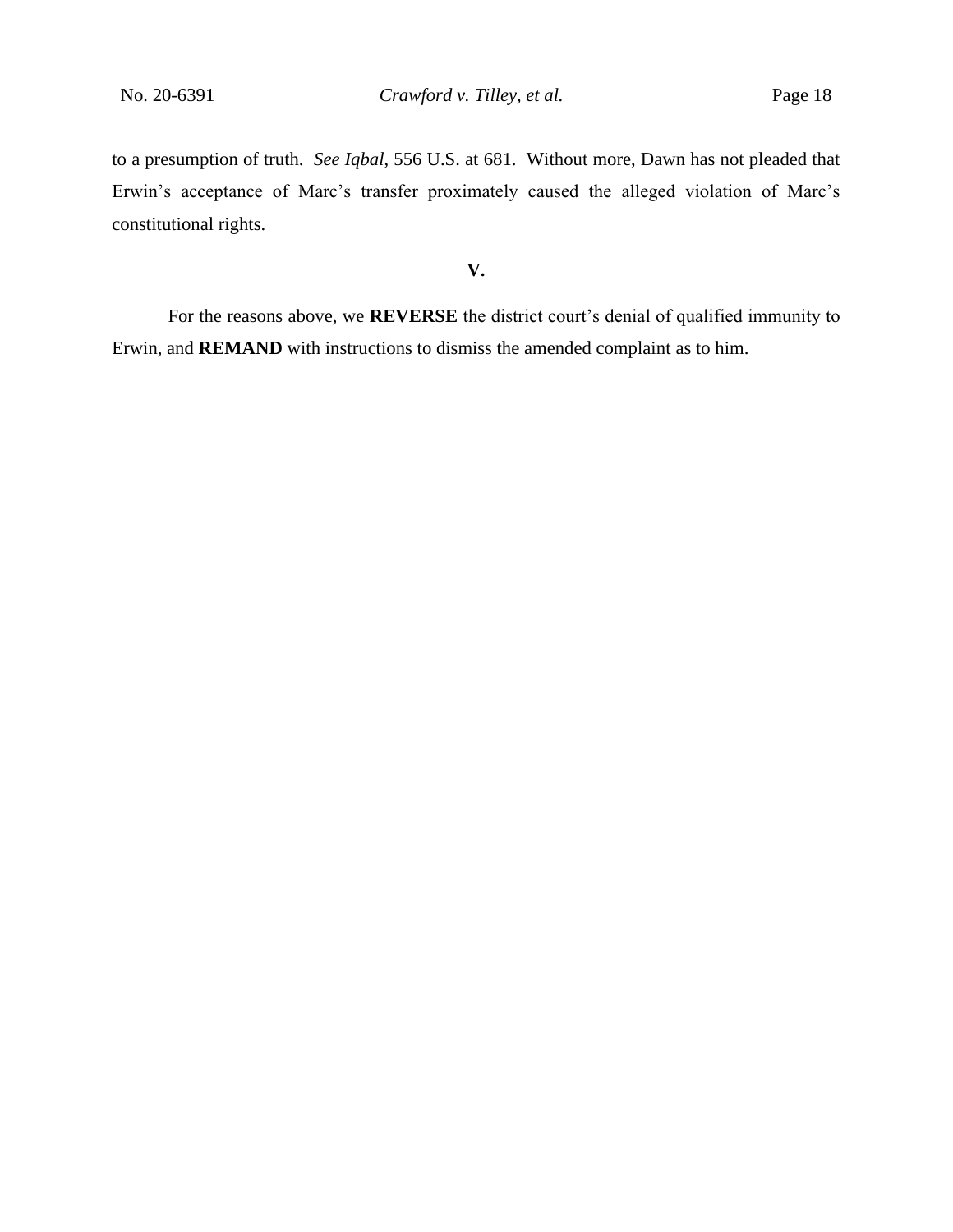to a presumption of truth. *See Iqbal*, 556 U.S. at 681. Without more, Dawn has not pleaded that Erwin's acceptance of Marc's transfer proximately caused the alleged violation of Marc's constitutional rights.

## V.

For the reasons above, we **REVERSE** the district court's denial of qualified immunity to Erwin, and **REMAND** with instructions to dismiss the amended complaint as to him.